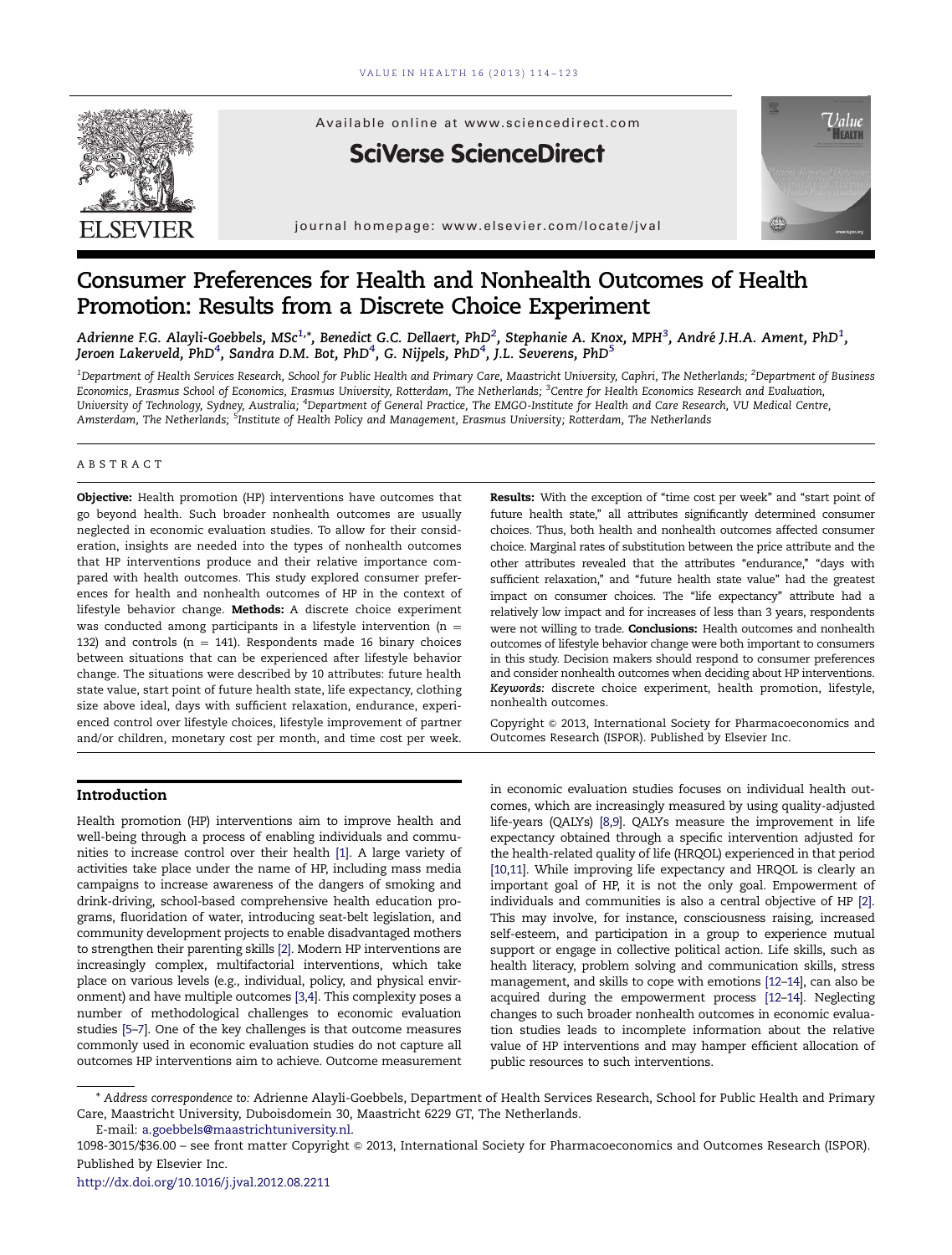# Consumer Preferences for Health and Nonhealth Outcomes of Health Promotion: Results from a Discrete Choice Experiment

*Adrienne F.G. Alayli-Goebbels, MSc[1,*], Benedict G.C. Dellaert, PhD[2], Stephanie A. Knox, MPH[3], André J.H.A. Ament, PhD[1], Jeroen Lakerveld, PhD[4], Sandra D.M. Bot, PhD[4], G. Nijpels, PhD[4], J.L. Severens, PhD[5]*

[1]Department of Health Services Research, School for Public Health and Primary Care, Maastricht University, Caphri, The Netherlands; [2]Department of Business Economics, Erasmus School of Economics, Erasmus University, Rotterdam, The Netherlands; [3]Centre for Health Economics Research and Evaluation, University of Technology, Sydney, Australia; [4]Department of General Practice, The EMGO-Institute for Health and Care Research, VU Medical Centre, Amsterdam, The Netherlands; [5]Institute of Health Policy and Management, Erasmus University; Rotterdam, The Netherlands

## ABSTRACT

**Objective:** Health promotion (HP) interventions have outcomes that go beyond health. Such broader nonhealth outcomes are usually neglected in economic evaluation studies. To allow for their consideration, insights are needed into the types of nonhealth outcomes that HP interventions produce and their relative importance compared with health outcomes. This study explored consumer preferences for health and nonhealth outcomes of HP in the context of lifestyle behavior change. **Methods:** A discrete choice experiment was conducted among participants in a lifestyle intervention (n = 132) and controls (n = 141). Respondents made 16 binary choices between situations that can be experienced after lifestyle behavior change. The situations were described by 10 attributes: future health state value, start point of future health state, life expectancy, clothing size above ideal, days with sufficient relaxation, endurance, experienced control over lifestyle choices, lifestyle improvement of partner and/or children, monetary cost per month, and time cost per week. **Results:** With the exception of "time cost per week" and "start point of future health state," all attributes significantly determined consumer choices. Thus, both health and nonhealth outcomes affected consumer choice. Marginal rates of substitution between the price attribute and the other attributes revealed that the attributes "endurance," "days with sufficient relaxation," and "future health state value" had the greatest impact on consumer choices. The "life expectancy" attribute had a relatively low impact and for increases of less than 3 years, respondents were not willing to trade. **Conclusions:** Health outcomes and nonhealth outcomes of lifestyle behavior change were both important to consumers in this study. Decision makers should respond to consumer preferences and consider nonhealth outcomes when deciding about HP interventions.

*Keywords:* discrete choice experiment, health promotion, lifestyle, nonhealth outcomes.

Copyright © 2013, International Society for Pharmacoeconomics and Outcomes Research (ISPOR). Published by Elsevier Inc.

## Introduction

Health promotion (HP) interventions aim to improve health and well-being through a process of enabling individuals and communities to increase control over their health [1]. A large variety of activities take place under the name of HP, including mass media campaigns to increase awareness of the dangers of smoking and drink-driving, school-based comprehensive health education programs, fluoridation of water, introducing seat-belt legislation, and community development projects to enable disadvantaged mothers to strengthen their parenting skills [2]. Modern HP interventions are increasingly complex, multifactorial interventions, which take place on various levels (e.g., individual, policy, and physical environment) and have multiple outcomes [3,4]. This complexity poses a number of methodological challenges to economic evaluation studies [5–7]. One of the key challenges is that outcome measures commonly used in economic evaluation studies do not capture all outcomes HP interventions aim to achieve. Outcome measurement in economic evaluation studies focuses on individual health outcomes, which are increasingly measured by using quality-adjusted life-years (QALYs) [8,9]. QALYs measure the improvement in life expectancy obtained through a specific intervention adjusted for the health-related quality of life (HRQOL) experienced in that period [10,11]. While improving life expectancy and HRQOL is clearly an important goal of HP, it is not the only goal. Empowerment of individuals and communities is also a central objective of HP [2]. This may involve, for instance, consciousness raising, increased self-esteem, and participation in a group to experience mutual support or engage in collective political action. Life skills, such as health literacy, problem solving and communication skills, stress management, and skills to cope with emotions [12–14], can also be acquired during the empowerment process [12–14]. Neglecting changes to such broader nonhealth outcomes in economic evaluation studies leads to incomplete information about the relative value of HP interventions and may hamper efficient allocation of public resources to such interventions.

\* Address correspondence to: Adrienne Alayli-Goebbels, Department of Health Services Research, School for Public Health and Primary Care, Maastricht University, Duboisdomein 30, Maastricht 6229 GT, The Netherlands.

E-mail: a.goebbels@maastrichtuniversity.nl.

1098-3015/$36.00 – see front matter Copyright © 2013, International Society for Pharmacoeconomics and Outcomes Research (ISPOR). Published by Elsevier Inc.

http://dx.doi.org/10.1016/j.jval.2012.08.2211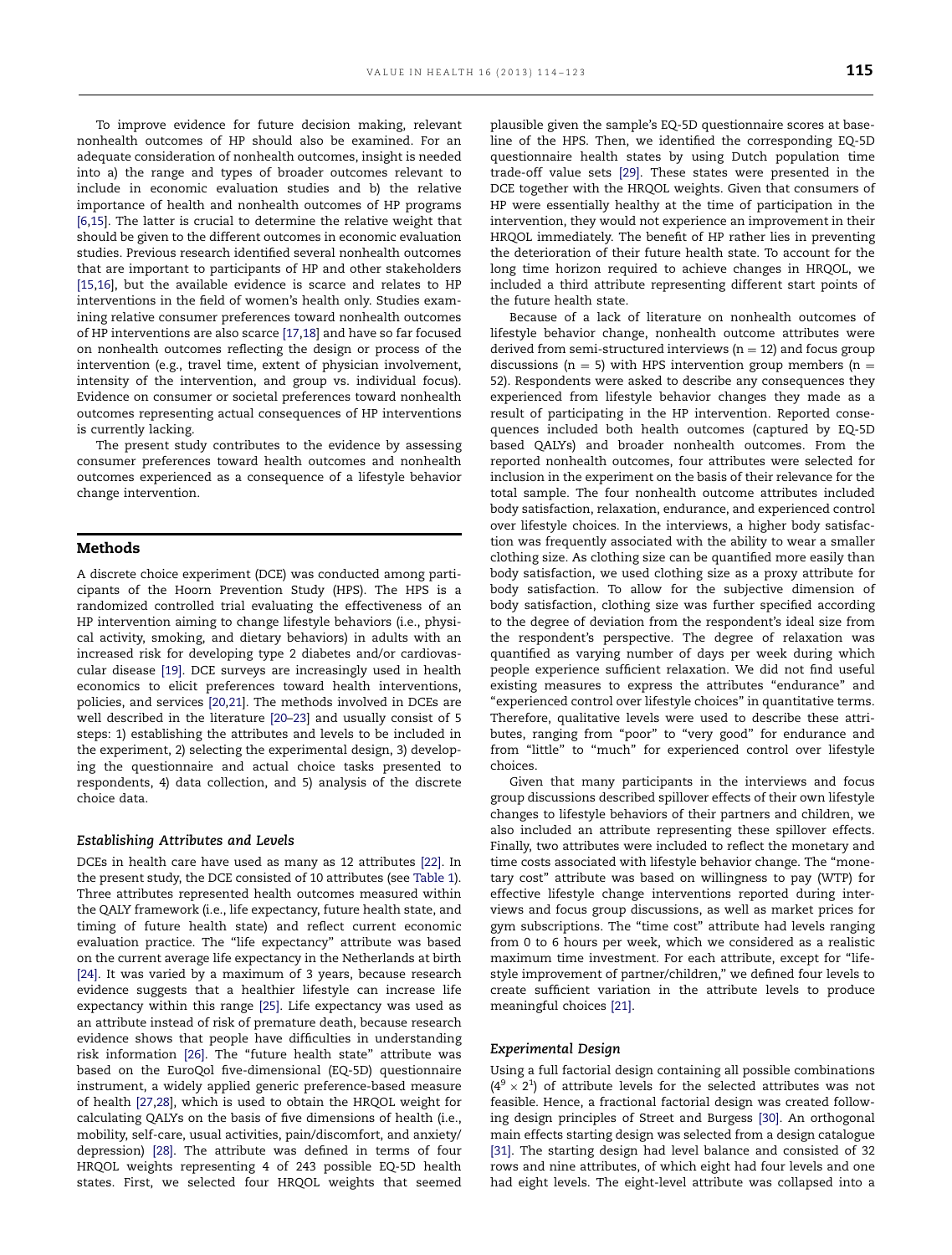To improve evidence for future decision making, relevant nonhealth outcomes of HP should also be examined. For an adequate consideration of nonhealth outcomes, insight is needed into a) the range and types of broader outcomes relevant to include in economic evaluation studies and b) the relative importance of health and nonhealth outcomes of HP programs [6,15]. The latter is crucial to determine the relative weight that should be given to the different outcomes in economic evaluation studies. Previous research identified several nonhealth outcomes that are important to participants of HP and other stakeholders [15,16], but the available evidence is scarce and relates to HP interventions in the field of women's health only. Studies examining relative consumer preferences toward nonhealth outcomes of HP interventions are also scarce [17,18] and have so far focused on nonhealth outcomes reflecting the design or process of the intervention (e.g., travel time, extent of physician involvement, intensity of the intervention, and group vs. individual focus). Evidence on consumer or societal preferences toward nonhealth outcomes representing actual consequences of HP interventions is currently lacking.

The present study contributes to the evidence by assessing consumer preferences toward health outcomes and nonhealth outcomes experienced as a consequence of a lifestyle behavior change intervention.

## Methods

A discrete choice experiment (DCE) was conducted among participants of the Hoorn Prevention Study (HPS). The HPS is a randomized controlled trial evaluating the effectiveness of an HP intervention aiming to change lifestyle behaviors (i.e., physical activity, smoking, and dietary behaviors) in adults with an increased risk for developing type 2 diabetes and/or cardiovascular disease [19]. DCE surveys are increasingly used in health economics to elicit preferences toward health interventions, policies, and services [20,21]. The methods involved in DCEs are well described in the literature [20–23] and usually consist of 5 steps: 1) establishing the attributes and levels to be included in the experiment, 2) selecting the experimental design, 3) developing the questionnaire and actual choice tasks presented to respondents, 4) data collection, and 5) analysis of the discrete choice data.

### *Establishing Attributes and Levels*

DCEs in health care have used as many as 12 attributes [22]. In the present study, the DCE consisted of 10 attributes (see Table 1). Three attributes represented health outcomes measured within the QALY framework (i.e., life expectancy, future health state, and timing of future health state) and reflect current economic evaluation practice. The "life expectancy" attribute was based on the current average life expectancy in the Netherlands at birth [24]. It was varied by a maximum of 3 years, because research evidence suggests that a healthier lifestyle can increase life expectancy within this range [25]. Life expectancy was used as an attribute instead of risk of premature death, because research evidence shows that people have difficulties in understanding risk information [26]. The "future health state" attribute was based on the EuroQol five-dimensional (EQ-5D) questionnaire instrument, a widely applied generic preference-based measure of health [27,28], which is used to obtain the HRQOL weight for calculating QALYs on the basis of five dimensions of health (i.e., mobility, self-care, usual activities, pain/discomfort, and anxiety/depression) [28]. The attribute was defined in terms of four HRQOL weights representing 4 of 243 possible EQ-5D health states. First, we selected four HRQOL weights that seemed plausible given the sample's EQ-5D questionnaire scores at baseline of the HPS. Then, we identified the corresponding EQ-5D questionnaire health states by using Dutch population time trade-off value sets [29]. These states were presented in the DCE together with the HRQOL weights. Given that consumers of HP were essentially healthy at the time of participation in the intervention, they would not experience an improvement in their HRQOL immediately. The benefit of HP rather lies in preventing the deterioration of their future health state. To account for the long time horizon required to achieve changes in HRQOL, we included a third attribute representing different start points of the future health state.

Because of a lack of literature on nonhealth outcomes of lifestyle behavior change, nonhealth outcome attributes were derived from semi-structured interviews (n = 12) and focus group discussions (n = 5) with HPS intervention group members (n = 52). Respondents were asked to describe any consequences they experienced from lifestyle behavior changes they made as a result of participating in the HP intervention. Reported consequences included both health outcomes (captured by EQ-5D based QALYs) and broader nonhealth outcomes. From the reported nonhealth outcomes, four attributes were selected for inclusion in the experiment on the basis of their relevance for the total sample. The four nonhealth outcome attributes included body satisfaction, relaxation, endurance, and experienced control over lifestyle choices. In the interviews, a higher body satisfaction was frequently associated with the ability to wear a smaller clothing size. As clothing size can be quantified more easily than body satisfaction, we used clothing size as a proxy attribute for body satisfaction. To allow for the subjective dimension of body satisfaction, clothing size was further specified according to the degree of deviation from the respondent's ideal size from the respondent's perspective. The degree of relaxation was quantified as varying number of days per week during which people experience sufficient relaxation. We did not find useful existing measures to express the attributes "endurance" and "experienced control over lifestyle choices" in quantitative terms. Therefore, qualitative levels were used to describe these attributes, ranging from "poor" to "very good" for endurance and from "little" to "much" for experienced control over lifestyle choices.

Given that many participants in the interviews and focus group discussions described spillover effects of their own lifestyle changes to lifestyle behaviors of their partners and children, we also included an attribute representing these spillover effects. Finally, two attributes were included to reflect the monetary and time costs associated with lifestyle behavior change. The "monetary cost" attribute was based on willingness to pay (WTP) for effective lifestyle change interventions reported during interviews and focus group discussions, as well as market prices for gym subscriptions. The "time cost" attribute had levels ranging from 0 to 6 hours per week, which we considered as a realistic maximum time investment. For each attribute, except for "lifestyle improvement of partner/children," we defined four levels to create sufficient variation in the attribute levels to produce meaningful choices [21].

### *Experimental Design*

Using a full factorial design containing all possible combinations ($4^9 \times 2^1$) of attribute levels for the selected attributes was not feasible. Hence, a fractional factorial design was created following design principles of Street and Burgess [30]. An orthogonal main effects starting design was selected from a design catalogue [31]. The starting design had level balance and consisted of 32 rows and nine attributes, of which eight had four levels and one had eight levels. The eight-level attribute was collapsed into a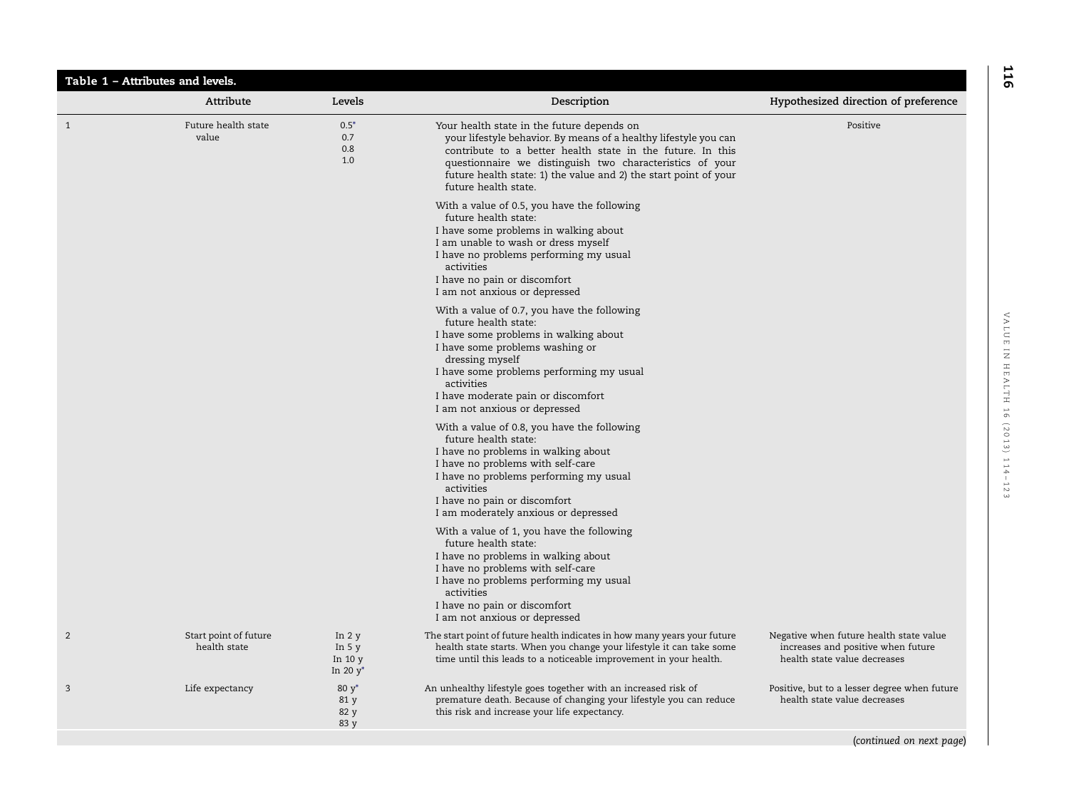**Table 1 – Attributes and levels.**

| | Attribute | Levels | Description | Hypothesized direction of preference |
|---|---|---|---|---|
| 1 | Future health state value | 0.5* <br> 0.7 <br> 0.8 <br> 1.0 | Your health state in the future depends on your lifestyle behavior. By means of a healthy lifestyle you can contribute to a better health state in the future. In this questionnaire we distinguish two characteristics of your future health state: 1) the value and 2) the start point of your future health state. <br><br> With a value of 0.5, you have the following future health state: <br> I have some problems in walking about <br> I am unable to wash or dress myself <br> I have no problems performing my usual activities <br> I have no pain or discomfort <br> I am not anxious or depressed <br><br> With a value of 0.7, you have the following future health state: <br> I have some problems in walking about <br> I have some problems washing or dressing myself <br> I have some problems performing my usual activities <br> I have moderate pain or discomfort <br> I am not anxious or depressed <br><br> With a value of 0.8, you have the following future health state: <br> I have no problems in walking about <br> I have no problems with self-care <br> I have no problems performing my usual activities <br> I have no pain or discomfort <br> I am moderately anxious or depressed <br><br> With a value of 1, you have the following future health state: <br> I have no problems in walking about <br> I have no problems with self-care <br> I have no problems performing my usual activities <br> I have no pain or discomfort <br> I am not anxious or depressed | Positive |
| 2 | Start point of future health state | In 2 y <br> In 5 y <br> In 10 y <br> In 20 y* | The start point of future health indicates in how many years your future health state starts. When you change your lifestyle it can take some time until this leads to a noticeable improvement in your health. | Negative when future health state value increases and positive when future health state value decreases |
| 3 | Life expectancy | 80 y* <br> 81 y <br> 82 y <br> 83 y | An unhealthy lifestyle goes together with an increased risk of premature death. Because of changing your lifestyle you can reduce this risk and increase your life expectancy. | Positive, but to a lesser degree when future health state value decreases |

(*continued on next page*)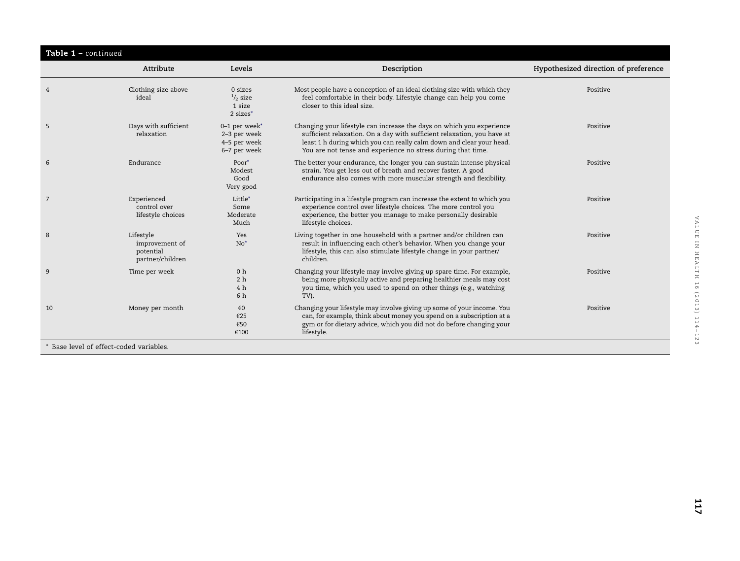**Table 1 – *continued***

| | Attribute | Levels | Description | Hypothesized direction of preference |
|---|---|---|---|---|
| 4 | Clothing size above ideal | 0 sizes<br>½ size<br>1 size<br>2 sizes* | Most people have a conception of an ideal clothing size with which they feel comfortable in their body. Lifestyle change can help you come closer to this ideal size. | Positive |
| 5 | Days with sufficient relaxation | 0–1 per week*<br>2–3 per week<br>4–5 per week<br>6–7 per week | Changing your lifestyle can increase the days on which you experience sufficient relaxation. On a day with sufficient relaxation, you have at least 1 h during which you can really calm down and clear your head. You are not tense and experience no stress during that time. | Positive |
| 6 | Endurance | Poor*<br>Modest<br>Good<br>Very good | The better your endurance, the longer you can sustain intense physical strain. You get less out of breath and recover faster. A good endurance also comes with more muscular strength and flexibility. | Positive |
| 7 | Experienced control over lifestyle choices | Little*<br>Some<br>Moderate<br>Much | Participating in a lifestyle program can increase the extent to which you experience control over lifestyle choices. The more control you experience, the better you manage to make personally desirable lifestyle choices. | Positive |
| 8 | Lifestyle improvement of potential partner/children | Yes<br>No* | Living together in one household with a partner and/or children can result in influencing each other's behavior. When you change your lifestyle, this can also stimulate lifestyle change in your partner/children. | Positive |
| 9 | Time per week | 0 h<br>2 h<br>4 h<br>6 h | Changing your lifestyle may involve giving up spare time. For example, being more physically active and preparing healthier meals may cost you time, which you used to spend on other things (e.g., watching TV). | Positive |
| 10 | Money per month | €0<br>€25<br>€50<br>€100 | Changing your lifestyle may involve giving up some of your income. You can, for example, think about money you spend on a subscription at a gym or for dietary advice, which you did not do before changing your lifestyle. | Positive |

\* Base level of effect-coded variables.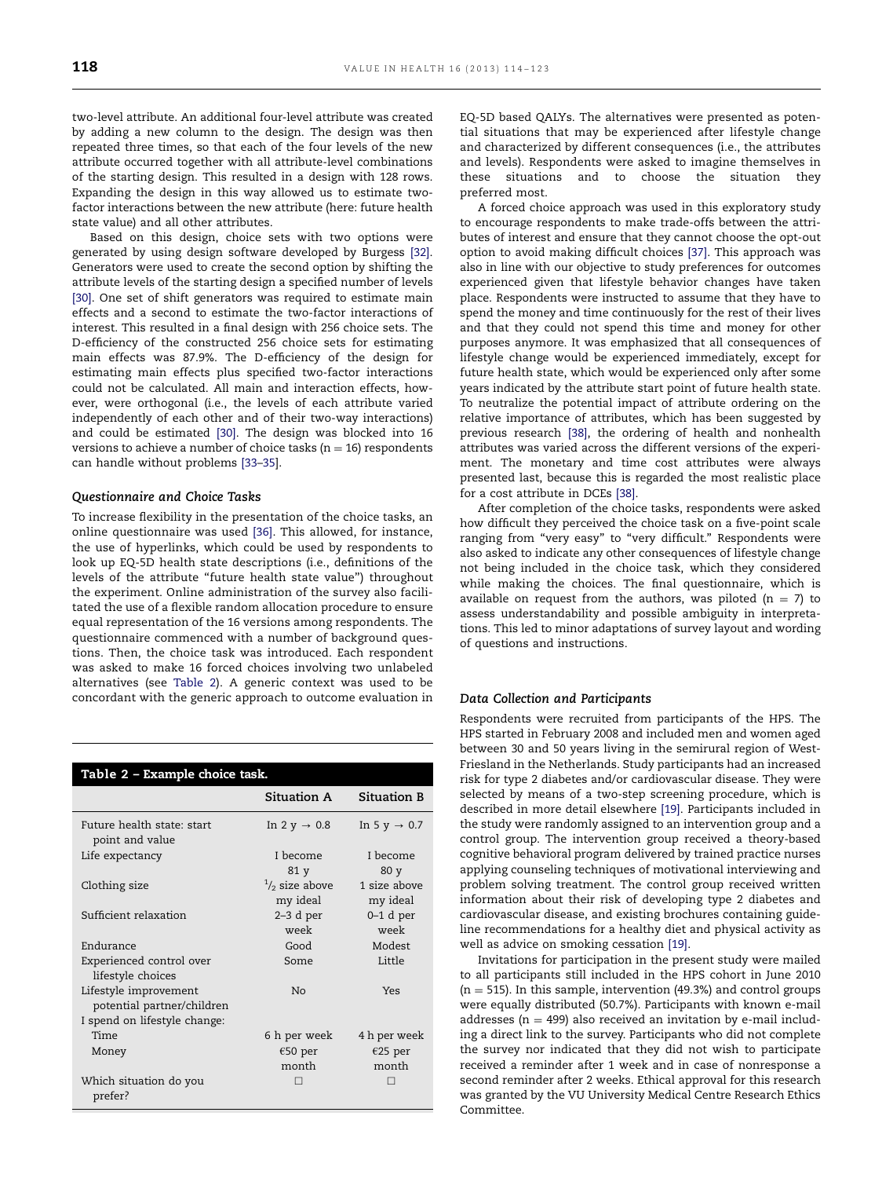two-level attribute. An additional four-level attribute was created by adding a new column to the design. The design was then repeated three times, so that each of the four levels of the new attribute occurred together with all attribute-level combinations of the starting design. This resulted in a design with 128 rows. Expanding the design in this way allowed us to estimate two-factor interactions between the new attribute (here: future health state value) and all other attributes.

Based on this design, choice sets with two options were generated by using design software developed by Burgess [32]. Generators were used to create the second option by shifting the attribute levels of the starting design a specified number of levels [30]. One set of shift generators was required to estimate main effects and a second to estimate the two-factor interactions of interest. This resulted in a final design with 256 choice sets. The D-efficiency of the constructed 256 choice sets for estimating main effects was 87.9%. The D-efficiency of the design for estimating main effects plus specified two-factor interactions could not be calculated. All main and interaction effects, however, were orthogonal (i.e., the levels of each attribute varied independently of each other and of their two-way interactions) and could be estimated [30]. The design was blocked into 16 versions to achieve a number of choice tasks ($n = 16$) respondents can handle without problems [33–35].

### Questionnaire and Choice Tasks

To increase flexibility in the presentation of the choice tasks, an online questionnaire was used [36]. This allowed, for instance, the use of hyperlinks, which could be used by respondents to look up EQ-5D health state descriptions (i.e., definitions of the levels of the attribute "future health state value") throughout the experiment. Online administration of the survey also facilitated the use of a flexible random allocation procedure to ensure equal representation of the 16 versions among respondents. The questionnaire commenced with a number of background questions. Then, the choice task was introduced. Each respondent was asked to make 16 forced choices involving two unlabeled alternatives (see Table 2). A generic context was used to be concordant with the generic approach to outcome evaluation in EQ-5D based QALYs. The alternatives were presented as potential situations that may be experienced after lifestyle change and characterized by different consequences (i.e., the attributes and levels). Respondents were asked to imagine themselves in these situations and to choose the situation they preferred most.

A forced choice approach was used in this exploratory study to encourage respondents to make trade-offs between the attributes of interest and ensure that they cannot choose the opt-out option to avoid making difficult choices [37]. This approach was also in line with our objective to study preferences for outcomes experienced given that lifestyle behavior changes have taken place. Respondents were instructed to assume that they have to spend the money and time continuously for the rest of their lives and that they could not spend this time and money for other purposes anymore. It was emphasized that all consequences of lifestyle change would be experienced immediately, except for future health state, which would be experienced only after some years indicated by the attribute start point of future health state. To neutralize the potential impact of attribute ordering on the relative importance of attributes, which has been suggested by previous research [38], the ordering of health and nonhealth attributes was varied across the different versions of the experiment. The monetary and time cost attributes were always presented last, because this is regarded the most realistic place for a cost attribute in DCEs [38].

After completion of the choice tasks, respondents were asked how difficult they perceived the choice task on a five-point scale ranging from "very easy" to "very difficult." Respondents were also asked to indicate any other consequences of lifestyle change not being included in the choice task, which they considered while making the choices. The final questionnaire, which is available on request from the authors, was piloted ($n = 7$) to assess understandability and possible ambiguity in interpretations. This led to minor adaptations of survey layout and wording of questions and instructions.

**Table 2 – Example choice task.**

| | Situation A | Situation B |
|---|---|---|
| Future health state: start point and value | In 2 y → 0.8 | In 5 y → 0.7 |
| Life expectancy | I become 81 y | I become 80 y |
| Clothing size | $^{1}/_{2}$ size above my ideal | 1 size above my ideal |
| Sufficient relaxation | 2–3 d per week | 0–1 d per week |
| Endurance | Good | Modest |
| Experienced control over lifestyle choices | Some | Little |
| Lifestyle improvement potential partner/children | No | Yes |
| I spend on lifestyle change: | | |
| Time | 6 h per week | 4 h per week |
| Money | €50 per month | €25 per month |
| Which situation do you prefer? | □ | □ |

### Data Collection and Participants

Respondents were recruited from participants of the HPS. The HPS started in February 2008 and included men and women aged between 30 and 50 years living in the semirural region of West-Friesland in the Netherlands. Study participants had an increased risk for type 2 diabetes and/or cardiovascular disease. They were selected by means of a two-step screening procedure, which is described in more detail elsewhere [19]. Participants included in the study were randomly assigned to an intervention group and a control group. The intervention group received a theory-based cognitive behavioral program delivered by trained practice nurses applying counseling techniques of motivational interviewing and problem solving treatment. The control group received written information about their risk of developing type 2 diabetes and cardiovascular disease, and existing brochures containing guideline recommendations for a healthy diet and physical activity as well as advice on smoking cessation [19].

Invitations for participation in the present study were mailed to all participants still included in the HPS cohort in June 2010 ($n = 515$). In this sample, intervention (49.3%) and control groups were equally distributed (50.7%). Participants with known e-mail addresses ($n = 499$) also received an invitation by e-mail including a direct link to the survey. Participants who did not complete the survey nor indicated that they did not wish to participate received a reminder after 1 week and in case of nonresponse a second reminder after 2 weeks. Ethical approval for this research was granted by the VU University Medical Centre Research Ethics Committee.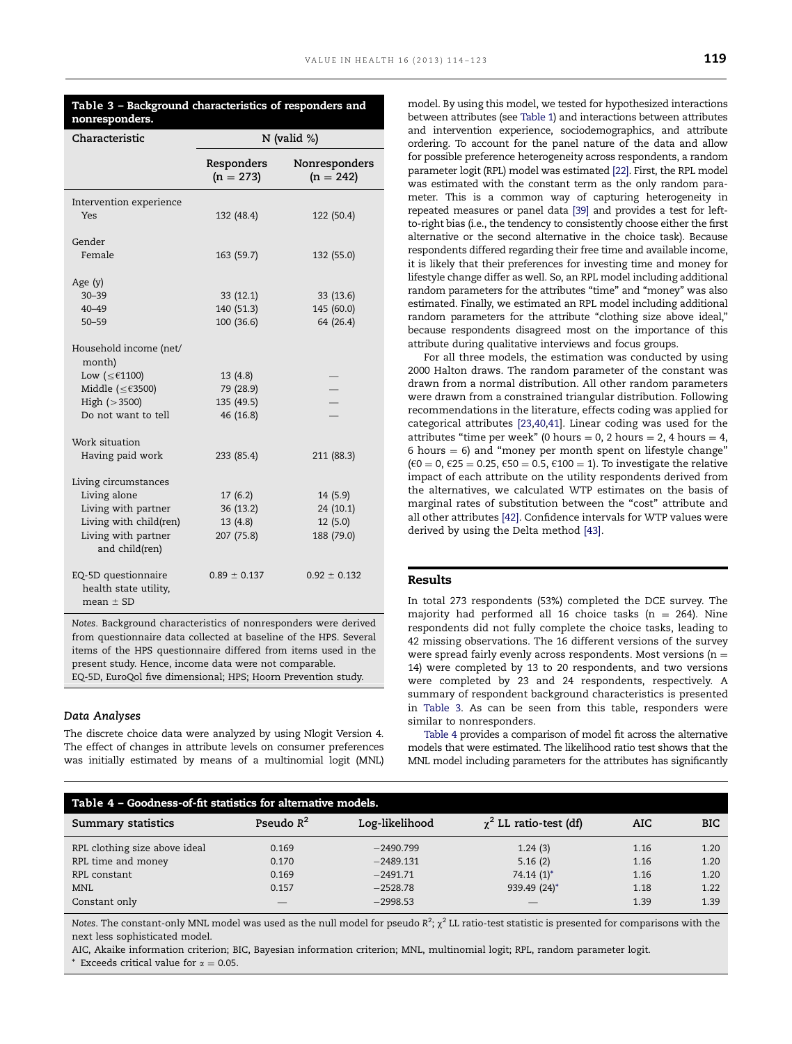**Table 3 – Background characteristics of responders and nonresponders.**

| Characteristic | N (valid %) | |
|---|---|---|
| | Responders (n = 273) | Nonresponders (n = 242) |
| Intervention experience | | |
| Yes | 132 (48.4) | 122 (50.4) |
| Gender | | |
| Female | 163 (59.7) | 132 (55.0) |
| Age (y) | | |
| 30–39 | 33 (12.1) | 33 (13.6) |
| 40–49 | 140 (51.3) | 145 (60.0) |
| 50–59 | 100 (36.6) | 64 (26.4) |
| Household income (net/month) | | |
| Low (≤€1100) | 13 (4.8) | — |
| Middle (≤€3500) | 79 (28.9) | — |
| High (>3500) | 135 (49.5) | — |
| Do not want to tell | 46 (16.8) | — |
| Work situation | | |
| Having paid work | 233 (85.4) | 211 (88.3) |
| Living circumstances | | |
| Living alone | 17 (6.2) | 14 (5.9) |
| Living with partner | 36 (13.2) | 24 (10.1) |
| Living with child(ren) | 13 (4.8) | 12 (5.0) |
| Living with partner and child(ren) | 207 (75.8) | 188 (79.0) |
| EQ-5D questionnaire health state utility, mean ± SD | 0.89 ± 0.137 | 0.92 ± 0.132 |

*Notes.* Background characteristics of nonresponders were derived from questionnaire data collected at baseline of the HPS. Several items of the HPS questionnaire differed from items used in the present study. Hence, income data were not comparable.
EQ-5D, EuroQol five dimensional; HPS; Hoorn Prevention study.

### Data Analyses

The discrete choice data were analyzed by using Nlogit Version 4. The effect of changes in attribute levels on consumer preferences was initially estimated by means of a multinomial logit (MNL) model. By using this model, we tested for hypothesized interactions between attributes (see Table 1) and interactions between attributes and intervention experience, sociodemographics, and attribute ordering. To account for the panel nature of the data and allow for possible preference heterogeneity across respondents, a random parameter logit (RPL) model was estimated [22]. First, the RPL model was estimated with the constant term as the only random parameter. This is a common way of capturing heterogeneity in repeated measures or panel data [39] and provides a test for left-to-right bias (i.e., the tendency to consistently choose either the first alternative or the second alternative in the choice task). Because respondents differed regarding their free time and available income, it is likely that their preferences for investing time and money for lifestyle change differ as well. So, an RPL model including additional random parameters for the attributes "time" and "money" was also estimated. Finally, we estimated an RPL model including additional random parameters for the attribute "clothing size above ideal," because respondents disagreed most on the importance of this attribute during qualitative interviews and focus groups.

For all three models, the estimation was conducted by using 2000 Halton draws. The random parameter of the constant was drawn from a normal distribution. All other random parameters were drawn from a constrained triangular distribution. Following recommendations in the literature, effects coding was applied for categorical attributes [23,40,41]. Linear coding was used for the attributes "time per week" (0 hours = 0, 2 hours = 2, 4 hours = 4, 6 hours = 6) and "money per month spent on lifestyle change" (€0 = 0, €25 = 0.25, €50 = 0.5, €100 = 1). To investigate the relative impact of each attribute on the utility respondents derived from the alternatives, we calculated WTP estimates on the basis of marginal rates of substitution between the "cost" attribute and all other attributes [42]. Confidence intervals for WTP values were derived by using the Delta method [43].

## Results

In total 273 respondents (53%) completed the DCE survey. The majority had performed all 16 choice tasks (n = 264). Nine respondents did not fully complete the choice tasks, leading to 42 missing observations. The 16 different versions of the survey were spread fairly evenly across respondents. Most versions (n = 14) were completed by 13 to 20 respondents, and two versions were completed by 23 and 24 respondents, respectively. A summary of respondent background characteristics is presented in Table 3. As can be seen from this table, responders were similar to nonresponders.

Table 4 provides a comparison of model fit across the alternative models that were estimated. The likelihood ratio test shows that the MNL model including parameters for the attributes has significantly

**Table 4 – Goodness-of-fit statistics for alternative models.**

| Summary statistics | Pseudo $R^2$ | Log-likelihood | $\chi^2$ LL ratio-test (df) | AIC | BIC |
|---|---|---|---|---|---|
| RPL clothing size above ideal | 0.169 | −2490.799 | 1.24 (3) | 1.16 | 1.20 |
| RPL time and money | 0.170 | −2489.131 | 5.16 (2) | 1.16 | 1.20 |
| RPL constant | 0.169 | −2491.71 | 74.14 (1)* | 1.16 | 1.20 |
| MNL | 0.157 | −2528.78 | 939.49 (24)* | 1.18 | 1.22 |
| Constant only | — | −2998.53 | — | 1.39 | 1.39 |

*Notes.* The constant-only MNL model was used as the null model for pseudo $R^2$; $\chi^2$ LL ratio-test statistic is presented for comparisons with the next less sophisticated model.
AIC, Akaike information criterion; BIC, Bayesian information criterion; MNL, multinomial logit; RPL, random parameter logit.
\* Exceeds critical value for $\alpha = 0.05$.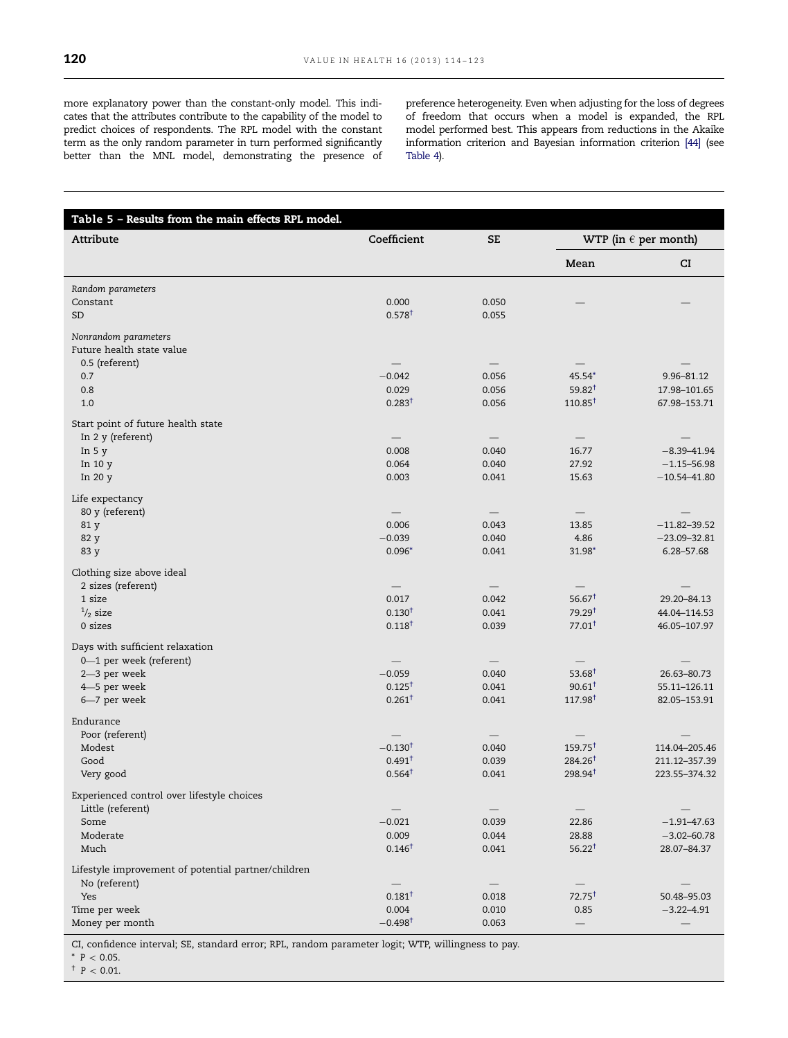more explanatory power than the constant-only model. This indicates that the attributes contribute to the capability of the model to predict choices of respondents. The RPL model with the constant term as the only random parameter in turn performed significantly better than the MNL model, demonstrating the presence of preference heterogeneity. Even when adjusting for the loss of degrees of freedom that occurs when a model is expanded, the RPL model performed best. This appears from reductions in the Akaike information criterion and Bayesian information criterion [44] (see Table 4).

**Table 5 – Results from the main effects RPL model.**

| Attribute | Coefficient | SE | WTP (in € per month) | |
|---|---|---|---|---|
| | | | Mean | CI |
| *Random parameters* | | | | |
| Constant | 0.000 | 0.050 | — | — |
| SD | 0.578† | 0.055 | | |
| *Nonrandom parameters* | | | | |
| Future health state value | | | | |
| 0.5 (referent) | — | — | — | — |
| 0.7 | −0.042 | 0.056 | 45.54* | 9.96–81.12 |
| 0.8 | 0.029 | 0.056 | 59.82† | 17.98–101.65 |
| 1.0 | 0.283† | 0.056 | 110.85† | 67.98–153.71 |
| Start point of future health state | | | | |
| In 2 y (referent) | — | — | — | — |
| In 5 y | 0.008 | 0.040 | 16.77 | −8.39–41.94 |
| In 10 y | 0.064 | 0.040 | 27.92 | −1.15–56.98 |
| In 20 y | 0.003 | 0.041 | 15.63 | −10.54–41.80 |
| Life expectancy | | | | |
| 80 y (referent) | — | — | — | — |
| 81 y | 0.006 | 0.043 | 13.85 | −11.82–39.52 |
| 82 y | −0.039 | 0.040 | 4.86 | −23.09–32.81 |
| 83 y | 0.096* | 0.041 | 31.98* | 6.28–57.68 |
| Clothing size above ideal | | | | |
| 2 sizes (referent) | — | — | — | — |
| 1 size | 0.017 | 0.042 | 56.67† | 29.20–84.13 |
| $^{1}/_{2}$ size | 0.130† | 0.041 | 79.29† | 44.04–114.53 |
| 0 sizes | 0.118† | 0.039 | 77.01† | 46.05–107.97 |
| Days with sufficient relaxation | | | | |
| 0—1 per week (referent) | — | — | — | — |
| 2—3 per week | −0.059 | 0.040 | 53.68† | 26.63–80.73 |
| 4—5 per week | 0.125† | 0.041 | 90.61† | 55.11–126.11 |
| 6—7 per week | 0.261† | 0.041 | 117.98† | 82.05–153.91 |
| Endurance | | | | |
| Poor (referent) | — | — | — | — |
| Modest | −0.130† | 0.040 | 159.75† | 114.04–205.46 |
| Good | 0.491† | 0.039 | 284.26† | 211.12–357.39 |
| Very good | 0.564† | 0.041 | 298.94† | 223.55–374.32 |
| Experienced control over lifestyle choices | | | | |
| Little (referent) | — | — | — | — |
| Some | −0.021 | 0.039 | 22.86 | −1.91–47.63 |
| Moderate | 0.009 | 0.044 | 28.88 | −3.02–60.78 |
| Much | 0.146† | 0.041 | 56.22† | 28.07–84.37 |
| Lifestyle improvement of potential partner/children | | | | |
| No (referent) | — | — | — | — |
| Yes | 0.181† | 0.018 | 72.75† | 50.48–95.03 |
| Time per week | 0.004 | 0.010 | 0.85 | −3.22–4.91 |
| Money per month | −0.498† | 0.063 | — | — |

CI, confidence interval; SE, standard error; RPL, random parameter logit; WTP, willingness to pay.
* $P < 0.05$.
† $P < 0.01$.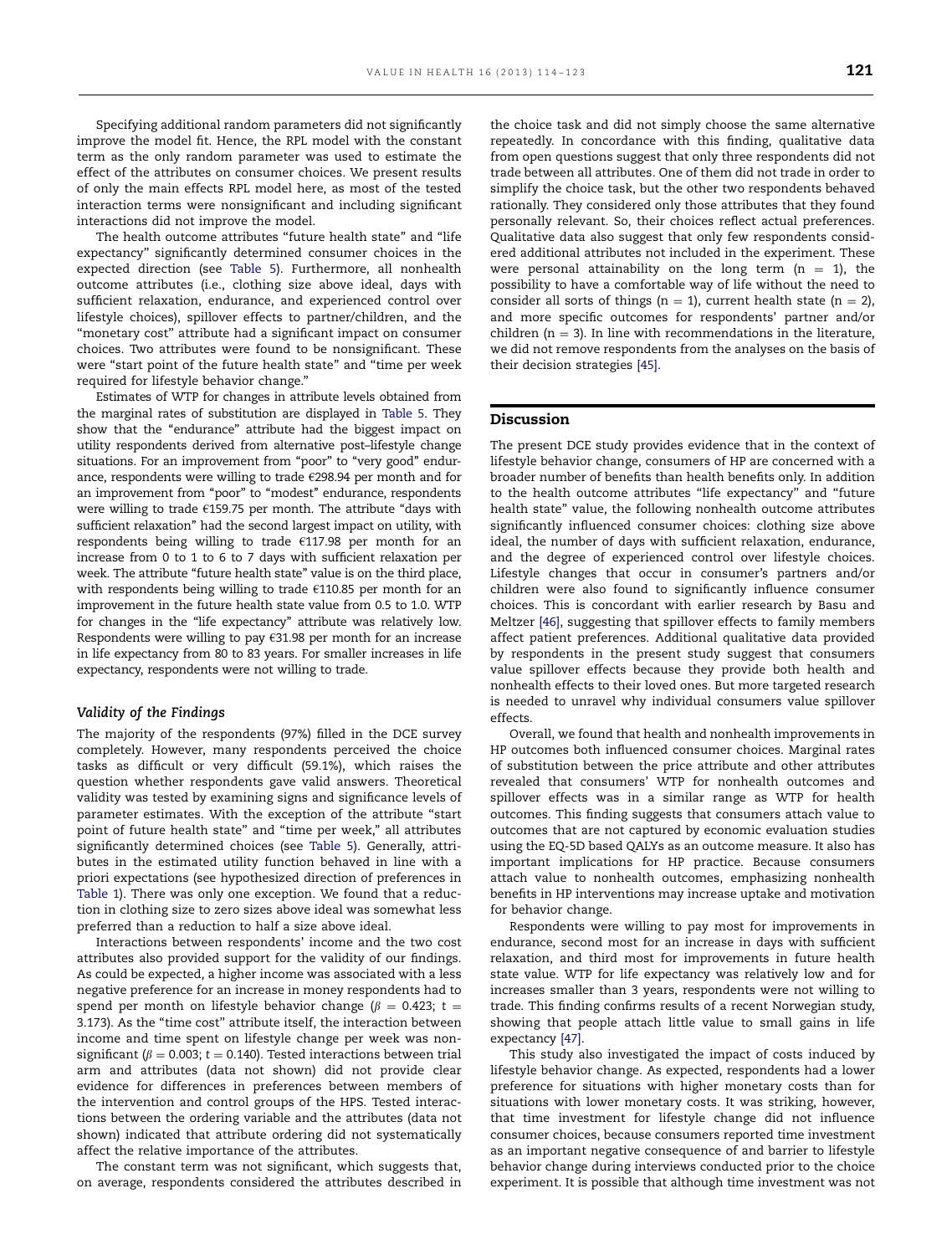Specifying additional random parameters did not significantly improve the model fit. Hence, the RPL model with the constant term as the only random parameter was used to estimate the effect of the attributes on consumer choices. We present results of only the main effects RPL model here, as most of the tested interaction terms were nonsignificant and including significant interactions did not improve the model.

The health outcome attributes "future health state" and "life expectancy" significantly determined consumer choices in the expected direction (see Table 5). Furthermore, all nonhealth outcome attributes (i.e., clothing size above ideal, days with sufficient relaxation, endurance, and experienced control over lifestyle choices), spillover effects to partner/children, and the "monetary cost" attribute had a significant impact on consumer choices. Two attributes were found to be nonsignificant. These were "start point of the future health state" and "time per week required for lifestyle behavior change."

Estimates of WTP for changes in attribute levels obtained from the marginal rates of substitution are displayed in Table 5. They show that the "endurance" attribute had the biggest impact on utility respondents derived from alternative post–lifestyle change situations. For an improvement from "poor" to "very good" endurance, respondents were willing to trade €298.94 per month and for an improvement from "poor" to "modest" endurance, respondents were willing to trade €159.75 per month. The attribute "days with sufficient relaxation" had the second largest impact on utility, with respondents being willing to trade €117.98 per month for an increase from 0 to 1 to 6 to 7 days with sufficient relaxation per week. The attribute "future health state" value is on the third place, with respondents being willing to trade €110.85 per month for an improvement in the future health state value from 0.5 to 1.0. WTP for changes in the "life expectancy" attribute was relatively low. Respondents were willing to pay €31.98 per month for an increase in life expectancy from 80 to 83 years. For smaller increases in life expectancy, respondents were not willing to trade.

### *Validity of the Findings*

The majority of the respondents (97%) filled in the DCE survey completely. However, many respondents perceived the choice tasks as difficult or very difficult (59.1%), which raises the question whether respondents gave valid answers. Theoretical validity was tested by examining signs and significance levels of parameter estimates. With the exception of the attribute "start point of future health state" and "time per week," all attributes significantly determined choices (see Table 5). Generally, attributes in the estimated utility function behaved in line with a priori expectations (see hypothesized direction of preferences in Table 1). There was only one exception. We found that a reduction in clothing size to zero sizes above ideal was somewhat less preferred than a reduction to half a size above ideal.

Interactions between respondents' income and the two cost attributes also provided support for the validity of our findings. As could be expected, a higher income was associated with a less negative preference for an increase in money respondents had to spend per month on lifestyle behavior change ($\beta = 0.423$; $t = 3.173$). As the "time cost" attribute itself, the interaction between income and time spent on lifestyle change per week was nonsignificant ($\beta = 0.003$; $t = 0.140$). Tested interactions between trial arm and attributes (data not shown) did not provide clear evidence for differences in preferences between members of the intervention and control groups of the HPS. Tested interactions between the ordering variable and the attributes (data not shown) indicated that attribute ordering did not systematically affect the relative importance of the attributes.

The constant term was not significant, which suggests that, on average, respondents considered the attributes described in the choice task and did not simply choose the same alternative repeatedly. In concordance with this finding, qualitative data from open questions suggest that only three respondents did not trade between all attributes. One of them did not trade in order to simplify the choice task, but the other two respondents behaved rationally. They considered only those attributes that they found personally relevant. So, their choices reflect actual preferences. Qualitative data also suggest that only few respondents considered additional attributes not included in the experiment. These were personal attainability on the long term ($n = 1$), the possibility to have a comfortable way of life without the need to consider all sorts of things ($n = 1$), current health state ($n = 2$), and more specific outcomes for respondents' partner and/or children ($n = 3$). In line with recommendations in the literature, we did not remove respondents from the analyses on the basis of their decision strategies [45].

## Discussion

The present DCE study provides evidence that in the context of lifestyle behavior change, consumers of HP are concerned with a broader number of benefits than health benefits only. In addition to the health outcome attributes "life expectancy" and "future health state" value, the following nonhealth outcome attributes significantly influenced consumer choices: clothing size above ideal, the number of days with sufficient relaxation, endurance, and the degree of experienced control over lifestyle choices. Lifestyle changes that occur in consumer's partners and/or children were also found to significantly influence consumer choices. This is concordant with earlier research by Basu and Meltzer [46], suggesting that spillover effects to family members affect patient preferences. Additional qualitative data provided by respondents in the present study suggest that consumers value spillover effects because they provide both health and nonhealth effects to their loved ones. But more targeted research is needed to unravel why individual consumers value spillover effects.

Overall, we found that health and nonhealth improvements in HP outcomes both influenced consumer choices. Marginal rates of substitution between the price attribute and other attributes revealed that consumers' WTP for nonhealth outcomes and spillover effects was in a similar range as WTP for health outcomes. This finding suggests that consumers attach value to outcomes that are not captured by economic evaluation studies using the EQ-5D based QALYs as an outcome measure. It also has important implications for HP practice. Because consumers attach value to nonhealth outcomes, emphasizing nonhealth benefits in HP interventions may increase uptake and motivation for behavior change.

Respondents were willing to pay most for improvements in endurance, second most for an increase in days with sufficient relaxation, and third most for improvements in future health state value. WTP for life expectancy was relatively low and for increases smaller than 3 years, respondents were not willing to trade. This finding confirms results of a recent Norwegian study, showing that people attach little value to small gains in life expectancy [47].

This study also investigated the impact of costs induced by lifestyle behavior change. As expected, respondents had a lower preference for situations with higher monetary costs than for situations with lower monetary costs. It was striking, however, that time investment for lifestyle change did not influence consumer choices, because consumers reported time investment as an important negative consequence of and barrier to lifestyle behavior change during interviews conducted prior to the choice experiment. It is possible that although time investment was not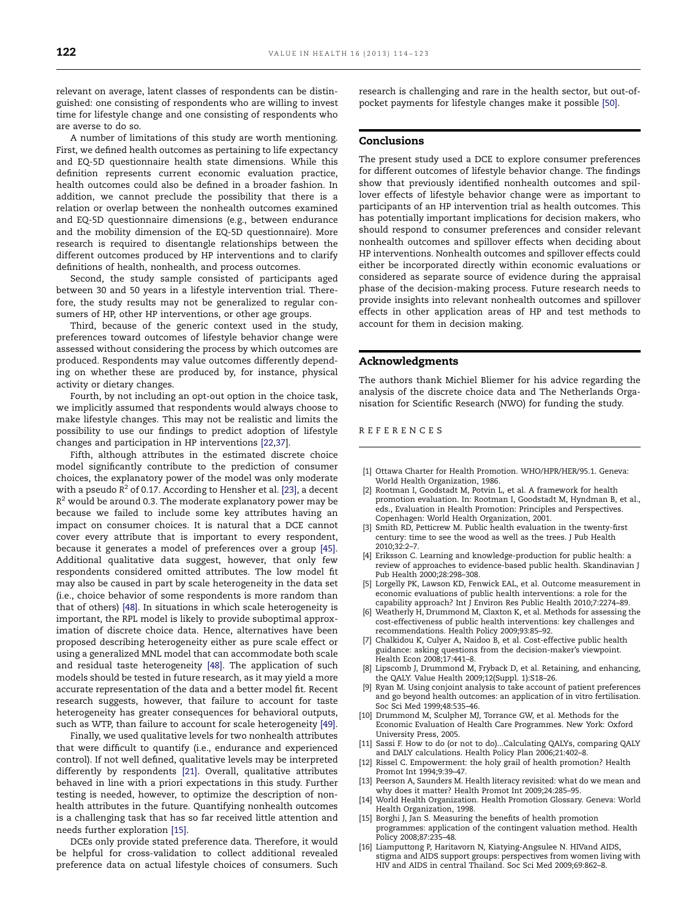relevant on average, latent classes of respondents can be distinguished: one consisting of respondents who are willing to invest time for lifestyle change and one consisting of respondents who are averse to do so.

A number of limitations of this study are worth mentioning. First, we defined health outcomes as pertaining to life expectancy and EQ-5D questionnaire health state dimensions. While this definition represents current economic evaluation practice, health outcomes could also be defined in a broader fashion. In addition, we cannot preclude the possibility that there is a relation or overlap between the nonhealth outcomes examined and EQ-5D questionnaire dimensions (e.g., between endurance and the mobility dimension of the EQ-5D questionnaire). More research is required to disentangle relationships between the different outcomes produced by HP interventions and to clarify definitions of health, nonhealth, and process outcomes.

Second, the study sample consisted of participants aged between 30 and 50 years in a lifestyle intervention trial. Therefore, the study results may not be generalized to regular consumers of HP, other HP interventions, or other age groups.

Third, because of the generic context used in the study, preferences toward outcomes of lifestyle behavior change were assessed without considering the process by which outcomes are produced. Respondents may value outcomes differently depending on whether these are produced by, for instance, physical activity or dietary changes.

Fourth, by not including an opt-out option in the choice task, we implicitly assumed that respondents would always choose to make lifestyle changes. This may not be realistic and limits the possibility to use our findings to predict adoption of lifestyle changes and participation in HP interventions [22,37].

Fifth, although attributes in the estimated discrete choice model significantly contribute to the prediction of consumer choices, the explanatory power of the model was only moderate with a pseudo $R^2$ of 0.17. According to Hensher et al. [23], a decent $R^2$ would be around 0.3. The moderate explanatory power may be because we failed to include some key attributes having an impact on consumer choices. It is natural that a DCE cannot cover every attribute that is important to every respondent, because it generates a model of preferences over a group [45]. Additional qualitative data suggest, however, that only few respondents considered omitted attributes. The low model fit may also be caused in part by scale heterogeneity in the data set (i.e., choice behavior of some respondents is more random than that of others) [48]. In situations in which scale heterogeneity is important, the RPL model is likely to provide suboptimal approximation of discrete choice data. Hence, alternatives have been proposed describing heterogeneity either as pure scale effect or using a generalized MNL model that can accommodate both scale and residual taste heterogeneity [48]. The application of such models should be tested in future research, as it may yield a more accurate representation of the data and a better model fit. Recent research suggests, however, that failure to account for taste heterogeneity has greater consequences for behavioral outputs, such as WTP, than failure to account for scale heterogeneity [49].

Finally, we used qualitative levels for two nonhealth attributes that were difficult to quantify (i.e., endurance and experienced control). If not well defined, qualitative levels may be interpreted differently by respondents [21]. Overall, qualitative attributes behaved in line with a priori expectations in this study. Further testing is needed, however, to optimize the description of nonhealth attributes in the future. Quantifying nonhealth outcomes is a challenging task that has so far received little attention and needs further exploration [15].

DCEs only provide stated preference data. Therefore, it would be helpful for cross-validation to collect additional revealed preference data on actual lifestyle choices of consumers. Such research is challenging and rare in the health sector, but out-of-pocket payments for lifestyle changes make it possible [50].

## Conclusions

The present study used a DCE to explore consumer preferences for different outcomes of lifestyle behavior change. The findings show that previously identified nonhealth outcomes and spillover effects of lifestyle behavior change were as important to participants of an HP intervention trial as health outcomes. This has potentially important implications for decision makers, who should respond to consumer preferences and consider relevant nonhealth outcomes and spillover effects when deciding about HP interventions. Nonhealth outcomes and spillover effects could either be incorporated directly within economic evaluations or considered as separate source of evidence during the appraisal phase of the decision-making process. Future research needs to provide insights into relevant nonhealth outcomes and spillover effects in other application areas of HP and test methods to account for them in decision making.

## Acknowledgments

The authors thank Michiel Bliemer for his advice regarding the analysis of the discrete choice data and The Netherlands Organisation for Scientific Research (NWO) for funding the study.

## REFERENCES

[1] Ottawa Charter for Health Promotion. WHO/HPR/HER/95.1. Geneva: World Health Organization, 1986.
[2] Rootman I, Goodstadt M, Potvin L, et al. A framework for health promotion evaluation. In: Rootman I, Goodstadt M, Hyndman B, et al., eds., Evaluation in Health Promotion: Principles and Perspectives. Copenhagen: World Health Organization, 2001.
[3] Smith RD, Petticrew M. Public health evaluation in the twenty-first century: time to see the wood as well as the trees. J Pub Health 2010;32:2–7.
[4] Eriksson C. Learning and knowledge-production for public health: a review of approaches to evidence-based public health. Skandinavian J Pub Health 2000;28:298–308.
[5] Lorgelly PK, Lawson KD, Fenwick EAL, et al. Outcome measurement in economic evaluations of public health interventions: a role for the capability approach? Int J Environ Res Public Health 2010;7:2274–89.
[6] Weatherly H, Drummond M, Claxton K, et al. Methods for assessing the cost-effectiveness of public health interventions: key challenges and recommendations. Health Policy 2009;93:85–92.
[7] Chalkidou K, Culyer A, Naidoo B, et al. Cost-effective public health guidance: asking questions from the decision-maker's viewpoint. Health Econ 2008;17:441–8.
[8] Lipscomb J, Drummond M, Fryback D, et al. Retaining, and enhancing, the QALY. Value Health 2009;12(Suppl. 1):S18–26.
[9] Ryan M. Using conjoint analysis to take account of patient preferences and go beyond health outcomes: an application of in vitro fertilisation. Soc Sci Med 1999;48:535–46.
[10] Drummond M, Sculpher MJ, Torrance GW, et al. Methods for the Economic Evaluation of Health Care Programmes. New York: Oxford University Press, 2005.
[11] Sassi F. How to do (or not to do)...Calculating QALYs, comparing QALY and DALY calculations. Health Policy Plan 2006;21:402–8.
[12] Rissel C. Empowerment: the holy grail of health promotion? Health Promot Int 1994;9:39–47.
[13] Peerson A, Saunders M. Health literacy revisited: what do we mean and why does it matter? Health Promot Int 2009;24:285–95.
[14] World Health Organization. Health Promotion Glossary. Geneva: World Health Organization, 1998.
[15] Borghi J, Jan S. Measuring the benefits of health promotion programmes: application of the contingent valuation method. Health Policy 2008;87:235–48.
[16] Liamputtong P, Haritavorn N, Kiatying-Angsulee N. HIVand AIDS, stigma and AIDS support groups: perspectives from women living with HIV and AIDS in central Thailand. Soc Sci Med 2009;69:862–8.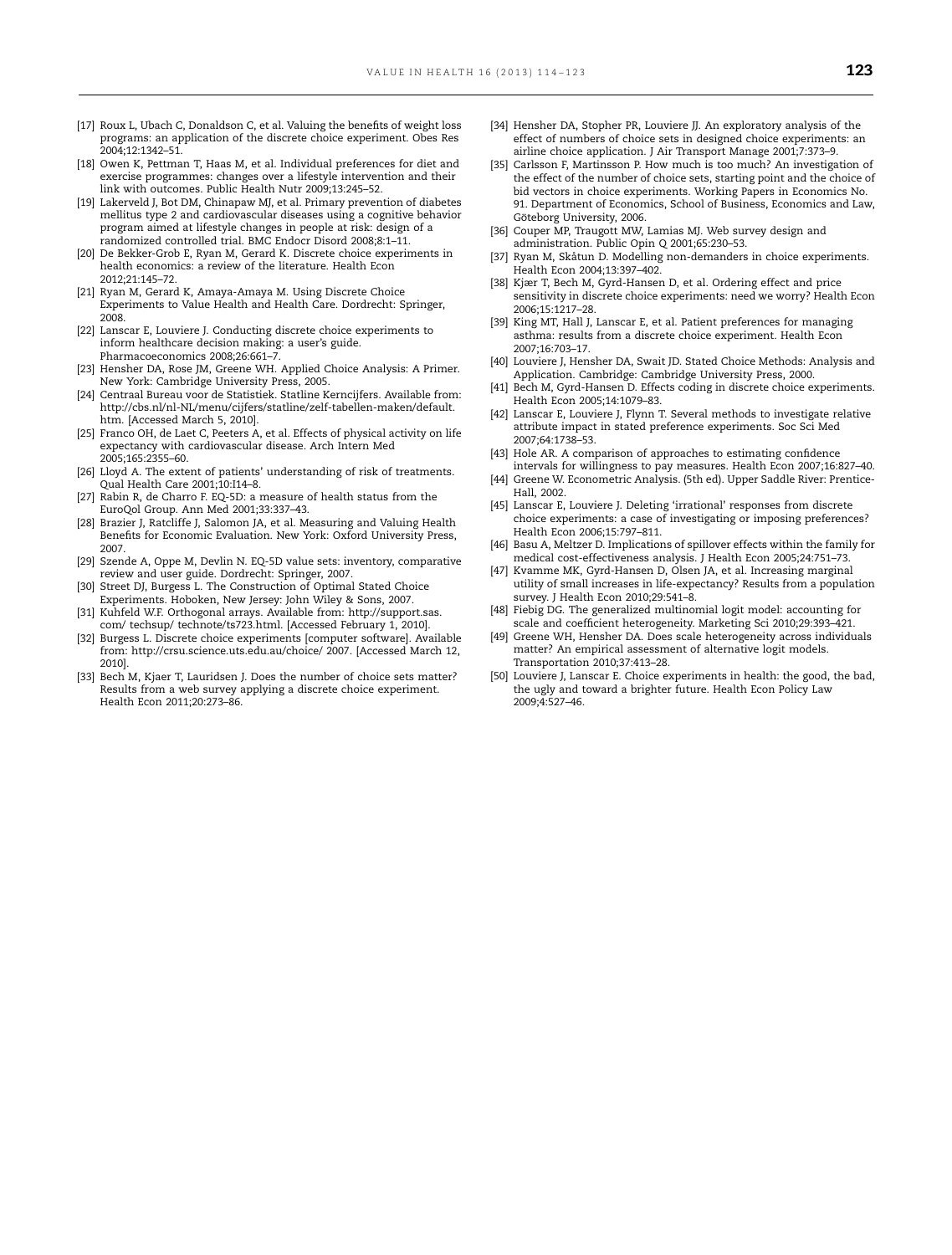[17] Roux L, Ubach C, Donaldson C, et al. Valuing the benefits of weight loss programs: an application of the discrete choice experiment. Obes Res 2004;12:1342–51.

[18] Owen K, Pettman T, Haas M, et al. Individual preferences for diet and exercise programmes: changes over a lifestyle intervention and their link with outcomes. Public Health Nutr 2009;13:245–52.

[19] Lakerveld J, Bot DM, Chinapaw MJ, et al. Primary prevention of diabetes mellitus type 2 and cardiovascular diseases using a cognitive behavior program aimed at lifestyle changes in people at risk: design of a randomized controlled trial. BMC Endocr Disord 2008;8:1–11.

[20] De Bekker-Grob E, Ryan M, Gerard K. Discrete choice experiments in health economics: a review of the literature. Health Econ 2012;21:145–72.

[21] Ryan M, Gerard K, Amaya-Amaya M. Using Discrete Choice Experiments to Value Health and Health Care. Dordrecht: Springer, 2008.

[22] Lanscar E, Louviere J. Conducting discrete choice experiments to inform healthcare decision making: a user's guide. Pharmacoeconomics 2008;26:661–7.

[23] Hensher DA, Rose JM, Greene WH. Applied Choice Analysis: A Primer. New York: Cambridge University Press, 2005.

[24] Centraal Bureau voor de Statistiek. Statline Kerncijfers. Available from: http://cbs.nl/nl-NL/menu/cijfers/statline/zelf-tabellen-maken/default.htm. [Accessed March 5, 2010].

[25] Franco OH, de Laet C, Peeters A, et al. Effects of physical activity on life expectancy with cardiovascular disease. Arch Intern Med 2005;165:2355–60.

[26] Lloyd A. The extent of patients' understanding of risk of treatments. Qual Health Care 2001;10:I14–8.

[27] Rabin R, de Charro F. EQ-5D: a measure of health status from the EuroQol Group. Ann Med 2001;33:337–43.

[28] Brazier J, Ratcliffe J, Salomon JA, et al. Measuring and Valuing Health Benefits for Economic Evaluation. New York: Oxford University Press, 2007.

[29] Szende A, Oppe M, Devlin N. EQ-5D value sets: inventory, comparative review and user guide. Dordrecht: Springer, 2007.

[30] Street DJ, Burgess L. The Construction of Optimal Stated Choice Experiments. Hoboken, New Jersey: John Wiley & Sons, 2007.

[31] Kuhfeld W.F. Orthogonal arrays. Available from: http://support.sas.com/ techsup/ technote/ts723.html. [Accessed February 1, 2010].

[32] Burgess L. Discrete choice experiments [computer software]. Available from: http://crsu.science.uts.edu.au/choice/ 2007. [Accessed March 12, 2010].

[33] Bech M, Kjaer T, Lauridsen J. Does the number of choice sets matter? Results from a web survey applying a discrete choice experiment. Health Econ 2011;20:273–86.

[34] Hensher DA, Stopher PR, Louviere JJ. An exploratory analysis of the effect of numbers of choice sets in designed choice experiments: an airline choice application. J Air Transport Manage 2001;7:373–9.

[35] Carlsson F, Martinsson P. How much is too much? An investigation of the effect of the number of choice sets, starting point and the choice of bid vectors in choice experiments. Working Papers in Economics No. 91. Department of Economics, School of Business, Economics and Law, Göteborg University, 2006.

[36] Couper MP, Traugott MW, Lamias MJ. Web survey design and administration. Public Opin Q 2001;65:230–53.

[37] Ryan M, Skåtun D. Modelling non-demanders in choice experiments. Health Econ 2004;13:397–402.

[38] Kjær T, Bech M, Gyrd-Hansen D, et al. Ordering effect and price sensitivity in discrete choice experiments: need we worry? Health Econ 2006;15:1217–28.

[39] King MT, Hall J, Lanscar E, et al. Patient preferences for managing asthma: results from a discrete choice experiment. Health Econ 2007;16:703–17.

[40] Louviere J, Hensher DA, Swait JD. Stated Choice Methods: Analysis and Application. Cambridge: Cambridge University Press, 2000.

[41] Bech M, Gyrd-Hansen D. Effects coding in discrete choice experiments. Health Econ 2005;14:1079–83.

[42] Lanscar E, Louviere J, Flynn T. Several methods to investigate relative attribute impact in stated preference experiments. Soc Sci Med 2007;64:1738–53.

[43] Hole AR. A comparison of approaches to estimating confidence intervals for willingness to pay measures. Health Econ 2007;16:827–40.

[44] Greene W. Econometric Analysis. (5th ed). Upper Saddle River: Prentice-Hall, 2002.

[45] Lanscar E, Louviere J. Deleting 'irrational' responses from discrete choice experiments: a case of investigating or imposing preferences? Health Econ 2006;15:797–811.

[46] Basu A, Meltzer D. Implications of spillover effects within the family for medical cost-effectiveness analysis. J Health Econ 2005;24:751–73.

[47] Kvamme MK, Gyrd-Hansen D, Olsen JA, et al. Increasing marginal utility of small increases in life-expectancy? Results from a population survey. J Health Econ 2010;29:541–8.

[48] Fiebig DG. The generalized multinomial logit model: accounting for scale and coefficient heterogeneity. Marketing Sci 2010;29:393–421.

[49] Greene WH, Hensher DA. Does scale heterogeneity across individuals matter? An empirical assessment of alternative logit models. Transportation 2010;37:413–28.

[50] Louviere J, Lanscar E. Choice experiments in health: the good, the bad, the ugly and toward a brighter future. Health Econ Policy Law 2009;4:527–46.